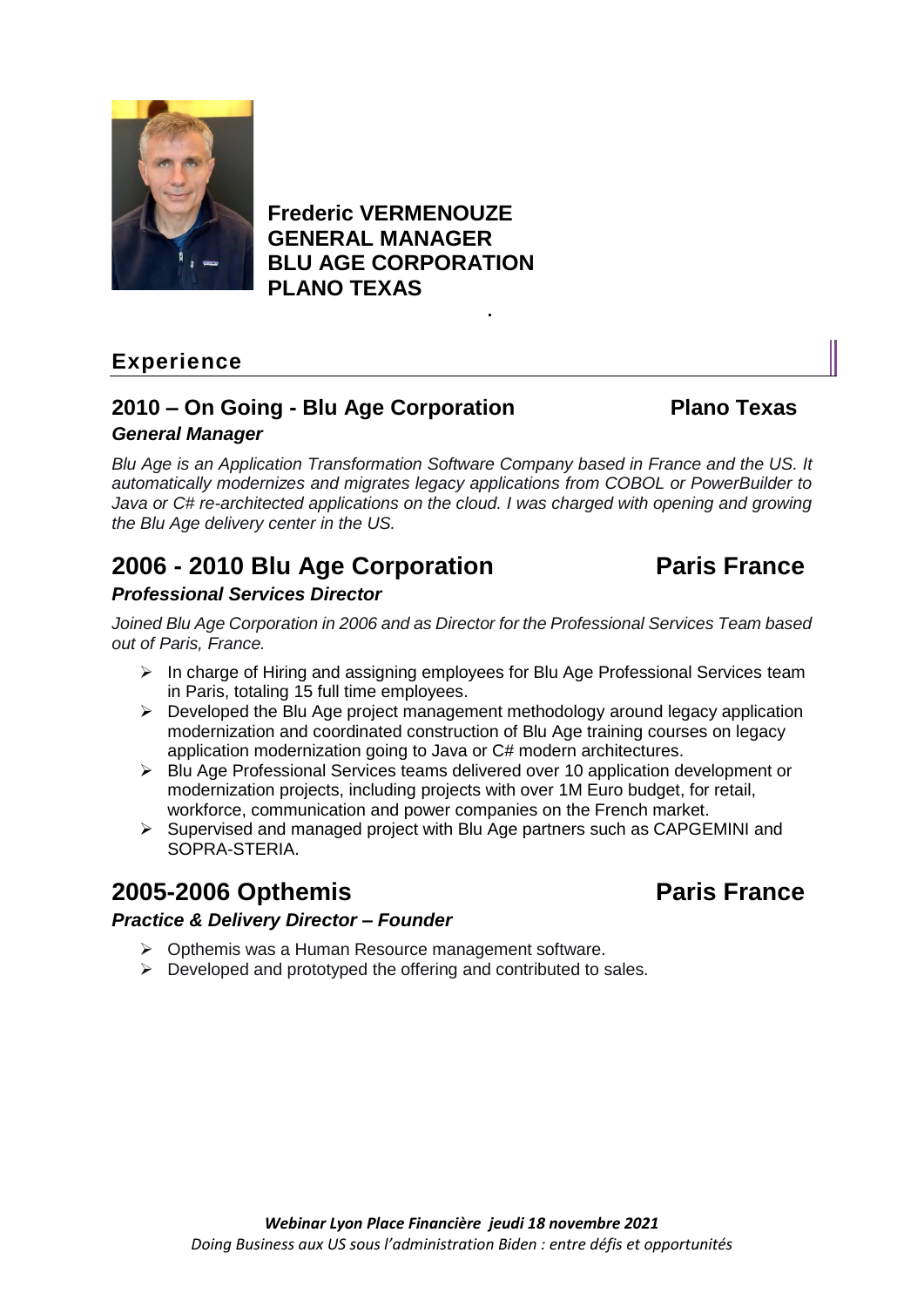**Frederic VERMENOUZE**
**GENERAL MANAGER**
**BLU AGE CORPORATION**
**PLANO TEXAS**

## Experience

### 2010 – On Going - Blu Age Corporation — Plano Texas

***General Manager***

*Blu Age is an Application Transformation Software Company based in France and the US. It automatically modernizes and migrates legacy applications from COBOL or PowerBuilder to Java or C# re-architected applications on the cloud. I was charged with opening and growing the Blu Age delivery center in the US.*

## 2006 - 2010 Blu Age Corporation — Paris France

***Professional Services Director***

*Joined Blu Age Corporation in 2006 and as Director for the Professional Services Team based out of Paris, France.*

- In charge of Hiring and assigning employees for Blu Age Professional Services team in Paris, totaling 15 full time employees.
- Developed the Blu Age project management methodology around legacy application modernization and coordinated construction of Blu Age training courses on legacy application modernization going to Java or C# modern architectures.
- Blu Age Professional Services teams delivered over 10 application development or modernization projects, including projects with over 1M Euro budget, for retail, workforce, communication and power companies on the French market.
- Supervised and managed project with Blu Age partners such as CAPGEMINI and SOPRA-STERIA.

## 2005-2006 Opthemis — Paris France

***Practice & Delivery Director – Founder***

- Opthemis was a Human Resource management software.
- Developed and prototyped the offering and contributed to sales.

***Webinar Lyon Place Financière jeudi 18 novembre 2021***

*Doing Business aux US sous l'administration Biden : entre défis et opportunités*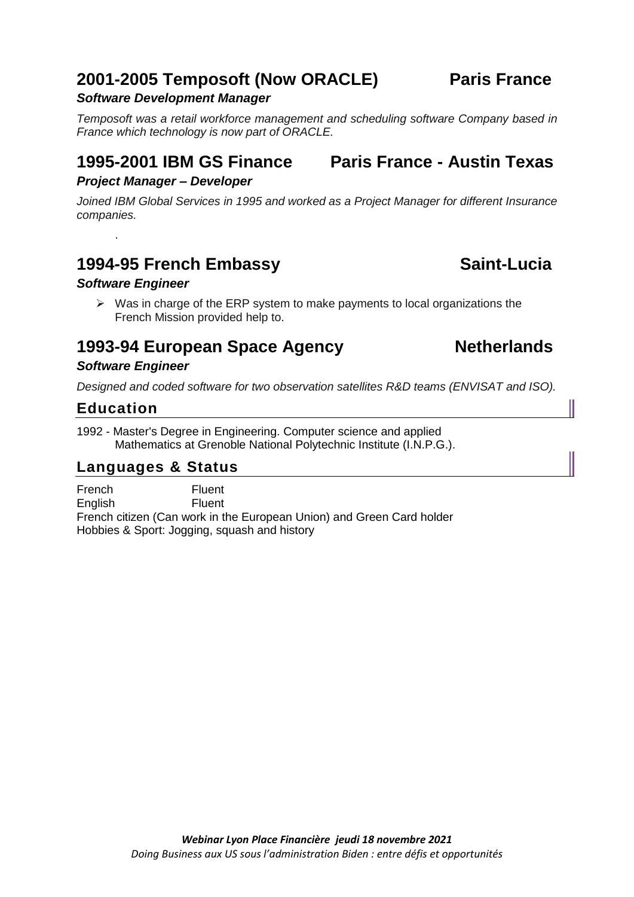## 2001-2005 Temposoft (Now ORACLE) Paris France

***Software Development Manager***

*Temposoft was a retail workforce management and scheduling software Company based in France which technology is now part of ORACLE.*

## 1995-2001 IBM GS Finance Paris France - Austin Texas

***Project Manager – Developer***

*Joined IBM Global Services in 1995 and worked as a Project Manager for different Insurance companies.*

.

## 1994-95 French Embassy Saint-Lucia

***Software Engineer***

- Was in charge of the ERP system to make payments to local organizations the French Mission provided help to.

## 1993-94 European Space Agency Netherlands

***Software Engineer***

*Designed and coded software for two observation satellites R&D teams (ENVISAT and ISO).*

### Education

1992 - Master's Degree in Engineering. Computer science and applied Mathematics at Grenoble National Polytechnic Institute (I.N.P.G.).

### Languages & Status

French Fluent
English Fluent
French citizen (Can work in the European Union) and Green Card holder
Hobbies & Sport: Jogging, squash and history